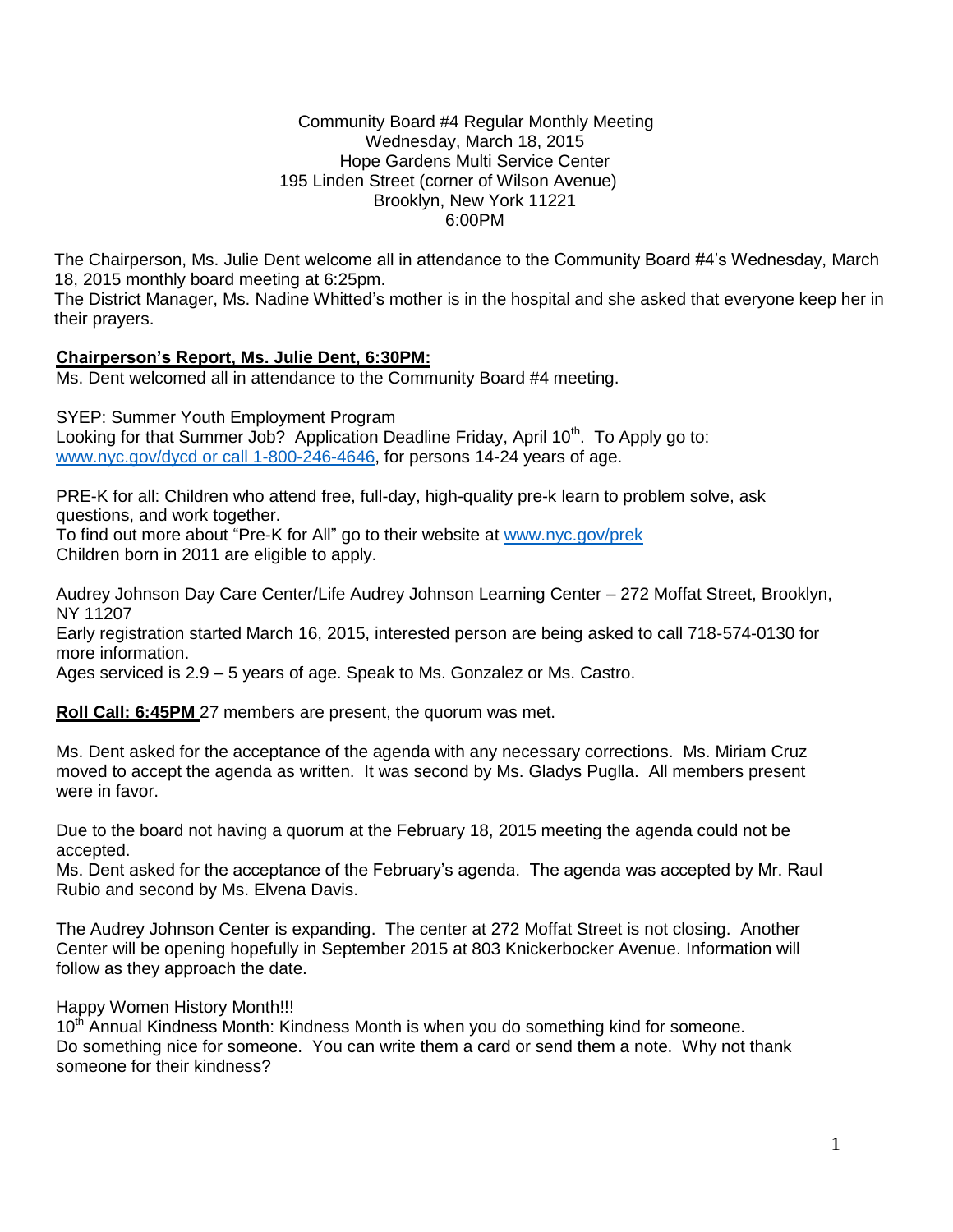Community Board #4 Regular Monthly Meeting
Wednesday, March 18, 2015
Hope Gardens Multi Service Center
195 Linden Street (corner of Wilson Avenue)
Brooklyn, New York 11221
6:00PM

The Chairperson, Ms. Julie Dent welcome all in attendance to the Community Board #4's Wednesday, March 18, 2015 monthly board meeting at 6:25pm.
The District Manager, Ms. Nadine Whitted's mother is in the hospital and she asked that everyone keep her in their prayers.

**Chairperson's Report, Ms. Julie Dent, 6:30PM:**
Ms. Dent welcomed all in attendance to the Community Board #4 meeting.

SYEP: Summer Youth Employment Program
Looking for that Summer Job? Application Deadline Friday, April 10th. To Apply go to: www.nyc.gov/dycd or call 1-800-246-4646, for persons 14-24 years of age.

PRE-K for all: Children who attend free, full-day, high-quality pre-k learn to problem solve, ask questions, and work together.
To find out more about "Pre-K for All" go to their website at www.nyc.gov/prek
Children born in 2011 are eligible to apply.

Audrey Johnson Day Care Center/Life Audrey Johnson Learning Center – 272 Moffat Street, Brooklyn, NY 11207
Early registration started March 16, 2015, interested person are being asked to call 718-574-0130 for more information.
Ages serviced is 2.9 – 5 years of age. Speak to Ms. Gonzalez or Ms. Castro.

**Roll Call: 6:45PM** 27 members are present, the quorum was met.

Ms. Dent asked for the acceptance of the agenda with any necessary corrections. Ms. Miriam Cruz moved to accept the agenda as written. It was second by Ms. Gladys Puglla. All members present were in favor.

Due to the board not having a quorum at the February 18, 2015 meeting the agenda could not be accepted.
Ms. Dent asked for the acceptance of the February's agenda. The agenda was accepted by Mr. Raul Rubio and second by Ms. Elvena Davis.

The Audrey Johnson Center is expanding. The center at 272 Moffat Street is not closing. Another Center will be opening hopefully in September 2015 at 803 Knickerbocker Avenue. Information will follow as they approach the date.

Happy Women History Month!!!
10th Annual Kindness Month: Kindness Month is when you do something kind for someone. Do something nice for someone. You can write them a card or send them a note. Why not thank someone for their kindness?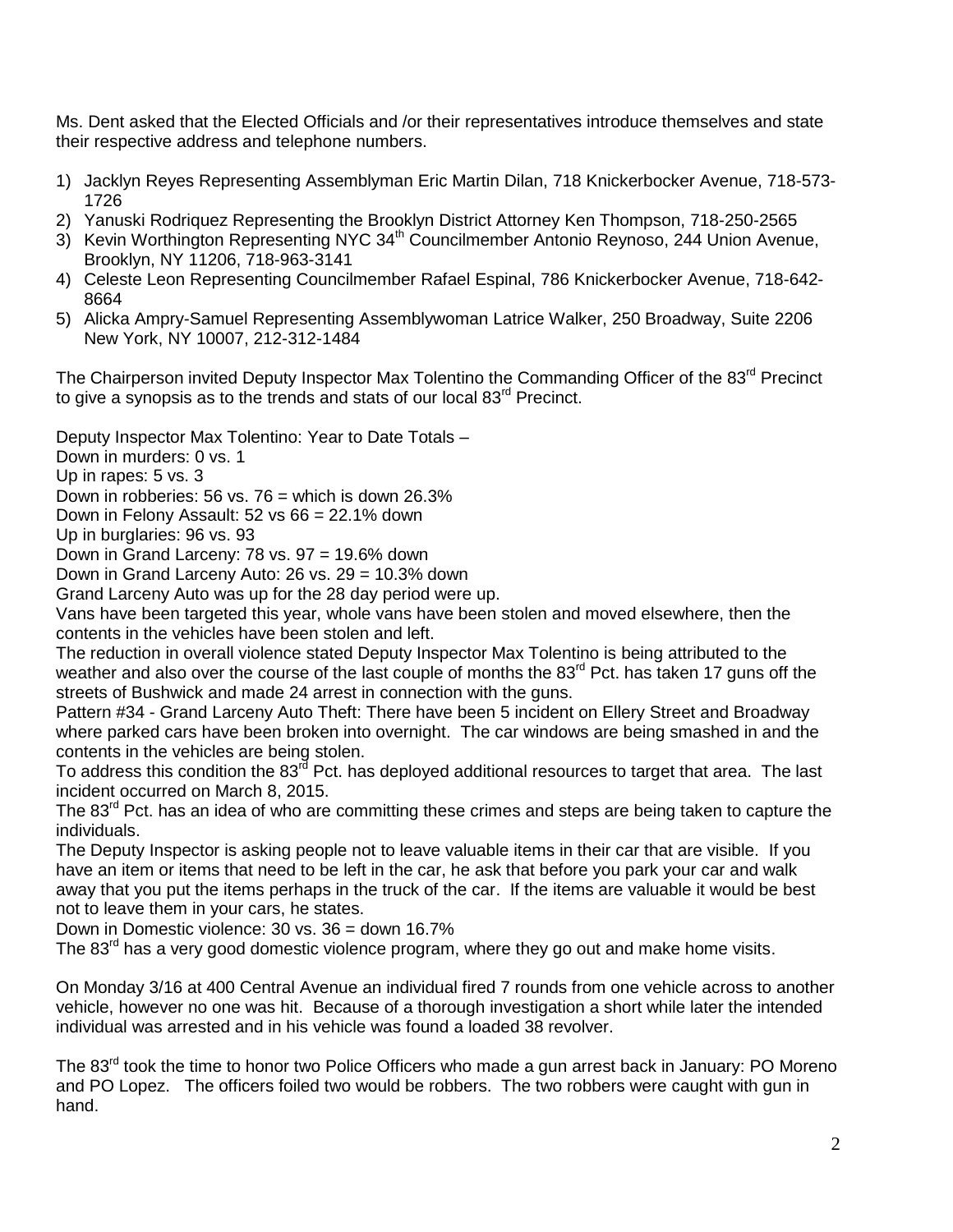Ms. Dent asked that the Elected Officials and /or their representatives introduce themselves and state their respective address and telephone numbers.

1) Jacklyn Reyes Representing Assemblyman Eric Martin Dilan, 718 Knickerbocker Avenue, 718-573-1726
2) Yanuski Rodriquez Representing the Brooklyn District Attorney Ken Thompson, 718-250-2565
3) Kevin Worthington Representing NYC 34th Councilmember Antonio Reynoso, 244 Union Avenue, Brooklyn, NY 11206, 718-963-3141
4) Celeste Leon Representing Councilmember Rafael Espinal, 786 Knickerbocker Avenue, 718-642-8664
5) Alicka Ampry-Samuel Representing Assemblywoman Latrice Walker, 250 Broadway, Suite 2206 New York, NY 10007, 212-312-1484

The Chairperson invited Deputy Inspector Max Tolentino the Commanding Officer of the 83rd Precinct to give a synopsis as to the trends and stats of our local 83rd Precinct.

Deputy Inspector Max Tolentino: Year to Date Totals –
Down in murders: 0 vs. 1
Up in rapes: 5 vs. 3
Down in robberies: 56 vs. 76 = which is down 26.3%
Down in Felony Assault: 52 vs 66 = 22.1% down
Up in burglaries: 96 vs. 93
Down in Grand Larceny: 78 vs. 97 = 19.6% down
Down in Grand Larceny Auto: 26 vs. 29 = 10.3% down
Grand Larceny Auto was up for the 28 day period were up.
Vans have been targeted this year, whole vans have been stolen and moved elsewhere, then the contents in the vehicles have been stolen and left.
The reduction in overall violence stated Deputy Inspector Max Tolentino is being attributed to the weather and also over the course of the last couple of months the 83rd Pct. has taken 17 guns off the streets of Bushwick and made 24 arrest in connection with the guns.
Pattern #34 - Grand Larceny Auto Theft: There have been 5 incident on Ellery Street and Broadway where parked cars have been broken into overnight. The car windows are being smashed in and the contents in the vehicles are being stolen.
To address this condition the 83rd Pct. has deployed additional resources to target that area. The last incident occurred on March 8, 2015.
The 83rd Pct. has an idea of who are committing these crimes and steps are being taken to capture the individuals.
The Deputy Inspector is asking people not to leave valuable items in their car that are visible. If you have an item or items that need to be left in the car, he ask that before you park your car and walk away that you put the items perhaps in the truck of the car. If the items are valuable it would be best not to leave them in your cars, he states.
Down in Domestic violence: 30 vs. 36 = down 16.7%
The 83rd has a very good domestic violence program, where they go out and make home visits.

On Monday 3/16 at 400 Central Avenue an individual fired 7 rounds from one vehicle across to another vehicle, however no one was hit. Because of a thorough investigation a short while later the intended individual was arrested and in his vehicle was found a loaded 38 revolver.

The 83rd took the time to honor two Police Officers who made a gun arrest back in January: PO Moreno and PO Lopez. The officers foiled two would be robbers. The two robbers were caught with gun in hand.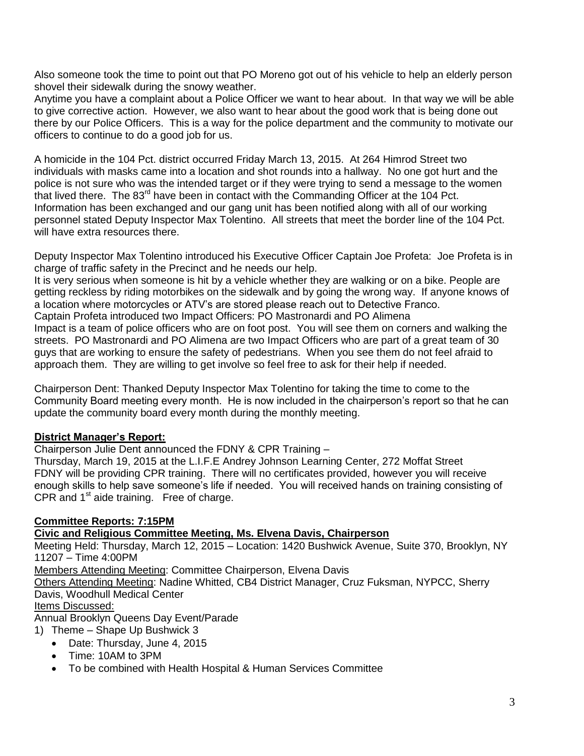Also someone took the time to point out that PO Moreno got out of his vehicle to help an elderly person shovel their sidewalk during the snowy weather.
Anytime you have a complaint about a Police Officer we want to hear about. In that way we will be able to give corrective action. However, we also want to hear about the good work that is being done out there by our Police Officers. This is a way for the police department and the community to motivate our officers to continue to do a good job for us.

A homicide in the 104 Pct. district occurred Friday March 13, 2015. At 264 Himrod Street two individuals with masks came into a location and shot rounds into a hallway. No one got hurt and the police is not sure who was the intended target or if they were trying to send a message to the women that lived there. The 83rd have been in contact with the Commanding Officer at the 104 Pct. Information has been exchanged and our gang unit has been notified along with all of our working personnel stated Deputy Inspector Max Tolentino. All streets that meet the border line of the 104 Pct. will have extra resources there.

Deputy Inspector Max Tolentino introduced his Executive Officer Captain Joe Profeta: Joe Profeta is in charge of traffic safety in the Precinct and he needs our help.
It is very serious when someone is hit by a vehicle whether they are walking or on a bike. People are getting reckless by riding motorbikes on the sidewalk and by going the wrong way. If anyone knows of a location where motorcycles or ATV's are stored please reach out to Detective Franco.
Captain Profeta introduced two Impact Officers: PO Mastronardi and PO Alimena
Impact is a team of police officers who are on foot post. You will see them on corners and walking the streets. PO Mastronardi and PO Alimena are two Impact Officers who are part of a great team of 30 guys that are working to ensure the safety of pedestrians. When you see them do not feel afraid to approach them. They are willing to get involve so feel free to ask for their help if needed.

Chairperson Dent: Thanked Deputy Inspector Max Tolentino for taking the time to come to the Community Board meeting every month. He is now included in the chairperson's report so that he can update the community board every month during the monthly meeting.

**District Manager's Report:**

Chairperson Julie Dent announced the FDNY & CPR Training –
Thursday, March 19, 2015 at the L.I.F.E Andrey Johnson Learning Center, 272 Moffat Street
FDNY will be providing CPR training. There will no certificates provided, however you will receive enough skills to help save someone's life if needed. You will received hands on training consisting of CPR and 1st aide training. Free of charge.

**Committee Reports: 7:15PM**

**Civic and Religious Committee Meeting, Ms. Elvena Davis, Chairperson**

Meeting Held: Thursday, March 12, 2015 – Location: 1420 Bushwick Avenue, Suite 370, Brooklyn, NY 11207 – Time 4:00PM
Members Attending Meeting: Committee Chairperson, Elvena Davis
Others Attending Meeting: Nadine Whitted, CB4 District Manager, Cruz Fuksman, NYPCC, Sherry Davis, Woodhull Medical Center
Items Discussed:
Annual Brooklyn Queens Day Event/Parade

1) Theme – Shape Up Bushwick 3
   - Date: Thursday, June 4, 2015
   - Time: 10AM to 3PM
   - To be combined with Health Hospital & Human Services Committee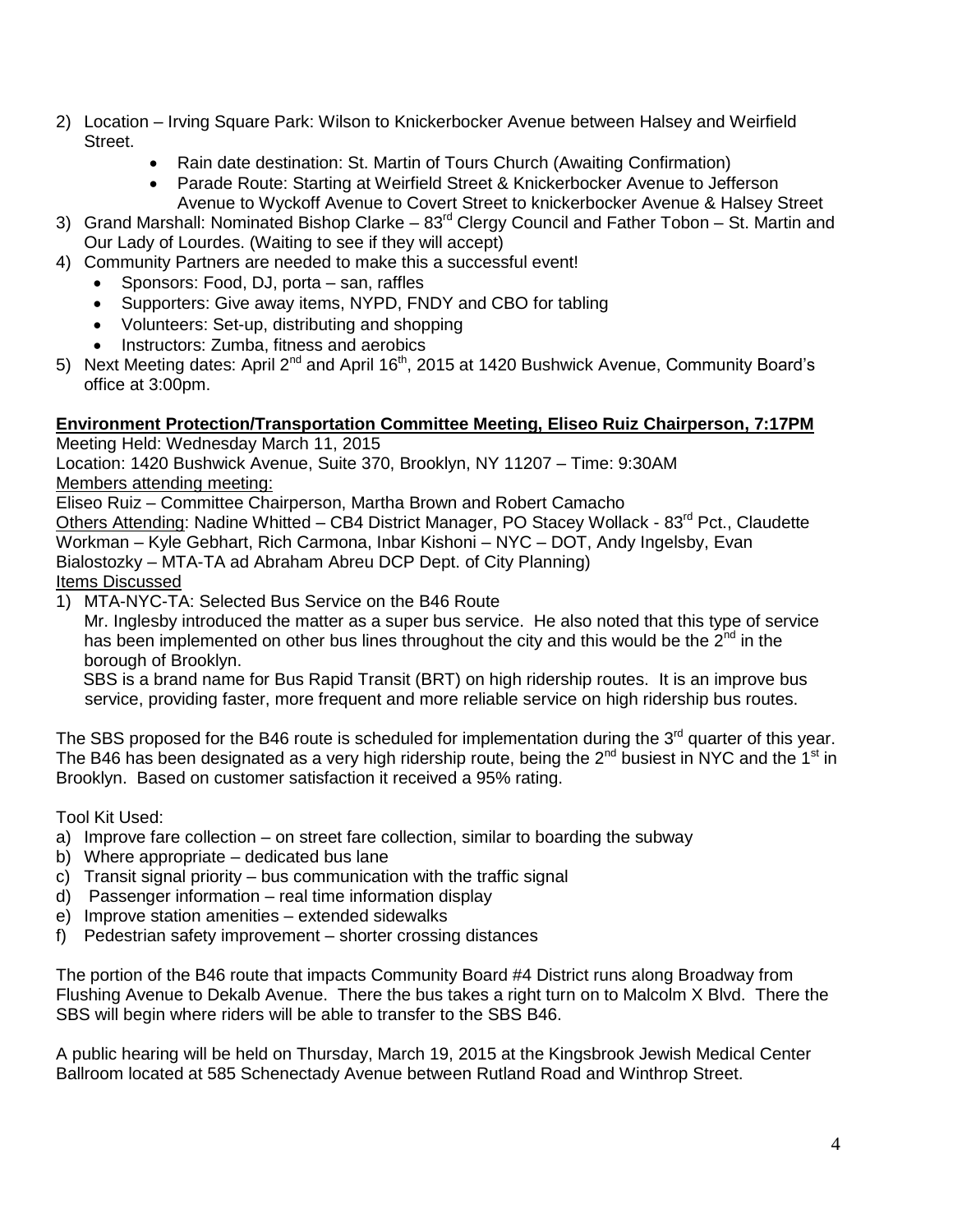2) Location – Irving Square Park: Wilson to Knickerbocker Avenue between Halsey and Weirfield Street.
    - Rain date destination: St. Martin of Tours Church (Awaiting Confirmation)
    - Parade Route: Starting at Weirfield Street & Knickerbocker Avenue to Jefferson Avenue to Wyckoff Avenue to Covert Street to knickerbocker Avenue & Halsey Street
3) Grand Marshall: Nominated Bishop Clarke – 83rd Clergy Council and Father Tobon – St. Martin and Our Lady of Lourdes. (Waiting to see if they will accept)
4) Community Partners are needed to make this a successful event!
    - Sponsors: Food, DJ, porta – san, raffles
    - Supporters: Give away items, NYPD, FNDY and CBO for tabling
    - Volunteers: Set-up, distributing and shopping
    - Instructors: Zumba, fitness and aerobics
5) Next Meeting dates: April 2nd and April 16th, 2015 at 1420 Bushwick Avenue, Community Board's office at 3:00pm.

**Environment Protection/Transportation Committee Meeting, Eliseo Ruiz Chairperson, 7:17PM**

Meeting Held: Wednesday March 11, 2015

Location: 1420 Bushwick Avenue, Suite 370, Brooklyn, NY 11207 – Time: 9:30AM

Members attending meeting:

Eliseo Ruiz – Committee Chairperson, Martha Brown and Robert Camacho

Others Attending: Nadine Whitted – CB4 District Manager, PO Stacey Wollack - 83rd Pct., Claudette Workman – Kyle Gebhart, Rich Carmona, Inbar Kishoni – NYC – DOT, Andy Ingelsby, Evan Bialostozky – MTA-TA ad Abraham Abreu DCP Dept. of City Planning)

Items Discussed

1) MTA-NYC-TA: Selected Bus Service on the B46 Route

   Mr. Inglesby introduced the matter as a super bus service. He also noted that this type of service has been implemented on other bus lines throughout the city and this would be the 2nd in the borough of Brooklyn.

   SBS is a brand name for Bus Rapid Transit (BRT) on high ridership routes. It is an improve bus service, providing faster, more frequent and more reliable service on high ridership bus routes.

The SBS proposed for the B46 route is scheduled for implementation during the 3rd quarter of this year. The B46 has been designated as a very high ridership route, being the 2nd busiest in NYC and the 1st in Brooklyn. Based on customer satisfaction it received a 95% rating.

Tool Kit Used:

a) Improve fare collection – on street fare collection, similar to boarding the subway
b) Where appropriate – dedicated bus lane
c) Transit signal priority – bus communication with the traffic signal
d) Passenger information – real time information display
e) Improve station amenities – extended sidewalks
f) Pedestrian safety improvement – shorter crossing distances

The portion of the B46 route that impacts Community Board #4 District runs along Broadway from Flushing Avenue to Dekalb Avenue. There the bus takes a right turn on to Malcolm X Blvd. There the SBS will begin where riders will be able to transfer to the SBS B46.

A public hearing will be held on Thursday, March 19, 2015 at the Kingsbrook Jewish Medical Center Ballroom located at 585 Schenectady Avenue between Rutland Road and Winthrop Street.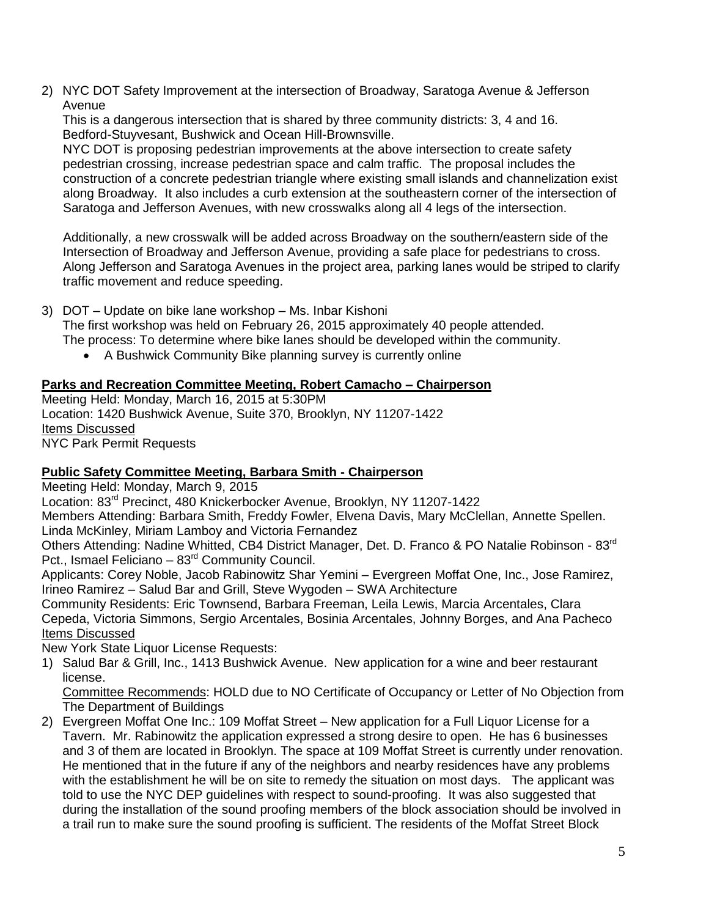2) NYC DOT Safety Improvement at the intersection of Broadway, Saratoga Avenue & Jefferson Avenue

   This is a dangerous intersection that is shared by three community districts: 3, 4 and 16. Bedford-Stuyvesant, Bushwick and Ocean Hill-Brownsville.

   NYC DOT is proposing pedestrian improvements at the above intersection to create safety pedestrian crossing, increase pedestrian space and calm traffic. The proposal includes the construction of a concrete pedestrian triangle where existing small islands and channelization exist along Broadway. It also includes a curb extension at the southeastern corner of the intersection of Saratoga and Jefferson Avenues, with new crosswalks along all 4 legs of the intersection.

   Additionally, a new crosswalk will be added across Broadway on the southern/eastern side of the Intersection of Broadway and Jefferson Avenue, providing a safe place for pedestrians to cross. Along Jefferson and Saratoga Avenues in the project area, parking lanes would be striped to clarify traffic movement and reduce speeding.

3) DOT – Update on bike lane workshop – Ms. Inbar Kishoni

   The first workshop was held on February 26, 2015 approximately 40 people attended.

   The process: To determine where bike lanes should be developed within the community.

   - A Bushwick Community Bike planning survey is currently online

**Parks and Recreation Committee Meeting, Robert Camacho – Chairperson**

Meeting Held: Monday, March 16, 2015 at 5:30PM

Location: 1420 Bushwick Avenue, Suite 370, Brooklyn, NY 11207-1422

Items Discussed

NYC Park Permit Requests

**Public Safety Committee Meeting, Barbara Smith - Chairperson**

Meeting Held: Monday, March 9, 2015

Location: 83rd Precinct, 480 Knickerbocker Avenue, Brooklyn, NY 11207-1422

Members Attending: Barbara Smith, Freddy Fowler, Elvena Davis, Mary McClellan, Annette Spellen. Linda McKinley, Miriam Lamboy and Victoria Fernandez

Others Attending: Nadine Whitted, CB4 District Manager, Det. D. Franco & PO Natalie Robinson - 83rd Pct., Ismael Feliciano – 83rd Community Council.

Applicants: Corey Noble, Jacob Rabinowitz Shar Yemini – Evergreen Moffat One, Inc., Jose Ramirez, Irineo Ramirez – Salud Bar and Grill, Steve Wygoden – SWA Architecture

Community Residents: Eric Townsend, Barbara Freeman, Leila Lewis, Marcia Arcentales, Clara Cepeda, Victoria Simmons, Sergio Arcentales, Bosinia Arcentales, Johnny Borges, and Ana Pacheco

Items Discussed

New York State Liquor License Requests:

1) Salud Bar & Grill, Inc., 1413 Bushwick Avenue. New application for a wine and beer restaurant license.

   Committee Recommends: HOLD due to NO Certificate of Occupancy or Letter of No Objection from The Department of Buildings

2) Evergreen Moffat One Inc.: 109 Moffat Street – New application for a Full Liquor License for a Tavern. Mr. Rabinowitz the application expressed a strong desire to open. He has 6 businesses and 3 of them are located in Brooklyn. The space at 109 Moffat Street is currently under renovation. He mentioned that in the future if any of the neighbors and nearby residences have any problems with the establishment he will be on site to remedy the situation on most days. The applicant was told to use the NYC DEP guidelines with respect to sound-proofing. It was also suggested that during the installation of the sound proofing members of the block association should be involved in a trail run to make sure the sound proofing is sufficient. The residents of the Moffat Street Block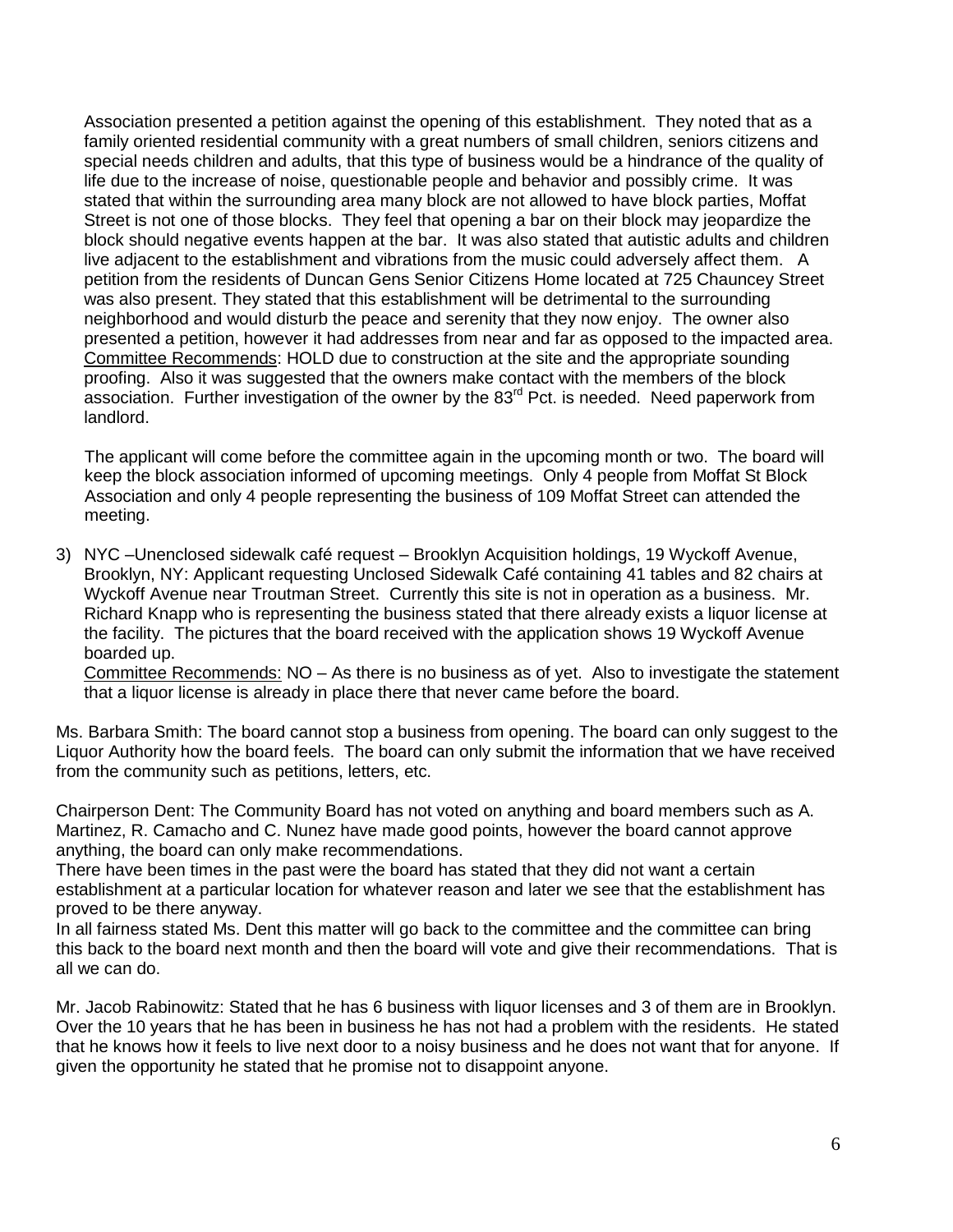Association presented a petition against the opening of this establishment. They noted that as a family oriented residential community with a great numbers of small children, seniors citizens and special needs children and adults, that this type of business would be a hindrance of the quality of life due to the increase of noise, questionable people and behavior and possibly crime. It was stated that within the surrounding area many block are not allowed to have block parties, Moffat Street is not one of those blocks. They feel that opening a bar on their block may jeopardize the block should negative events happen at the bar. It was also stated that autistic adults and children live adjacent to the establishment and vibrations from the music could adversely affect them. A petition from the residents of Duncan Gens Senior Citizens Home located at 725 Chauncey Street was also present. They stated that this establishment will be detrimental to the surrounding neighborhood and would disturb the peace and serenity that they now enjoy. The owner also presented a petition, however it had addresses from near and far as opposed to the impacted area. <u>Committee Recommends</u>: HOLD due to construction at the site and the appropriate sounding proofing. Also it was suggested that the owners make contact with the members of the block association. Further investigation of the owner by the 83rd Pct. is needed. Need paperwork from landlord.

The applicant will come before the committee again in the upcoming month or two. The board will keep the block association informed of upcoming meetings. Only 4 people from Moffat St Block Association and only 4 people representing the business of 109 Moffat Street can attended the meeting.

3) NYC –Unenclosed sidewalk café request – Brooklyn Acquisition holdings, 19 Wyckoff Avenue, Brooklyn, NY: Applicant requesting Unclosed Sidewalk Café containing 41 tables and 82 chairs at Wyckoff Avenue near Troutman Street. Currently this site is not in operation as a business. Mr. Richard Knapp who is representing the business stated that there already exists a liquor license at the facility. The pictures that the board received with the application shows 19 Wyckoff Avenue boarded up.
<u>Committee Recommends:</u> NO – As there is no business as of yet. Also to investigate the statement that a liquor license is already in place there that never came before the board.

Ms. Barbara Smith: The board cannot stop a business from opening. The board can only suggest to the Liquor Authority how the board feels. The board can only submit the information that we have received from the community such as petitions, letters, etc.

Chairperson Dent: The Community Board has not voted on anything and board members such as A. Martinez, R. Camacho and C. Nunez have made good points, however the board cannot approve anything, the board can only make recommendations.
There have been times in the past were the board has stated that they did not want a certain establishment at a particular location for whatever reason and later we see that the establishment has proved to be there anyway.
In all fairness stated Ms. Dent this matter will go back to the committee and the committee can bring this back to the board next month and then the board will vote and give their recommendations. That is all we can do.

Mr. Jacob Rabinowitz: Stated that he has 6 business with liquor licenses and 3 of them are in Brooklyn. Over the 10 years that he has been in business he has not had a problem with the residents. He stated that he knows how it feels to live next door to a noisy business and he does not want that for anyone. If given the opportunity he stated that he promise not to disappoint anyone.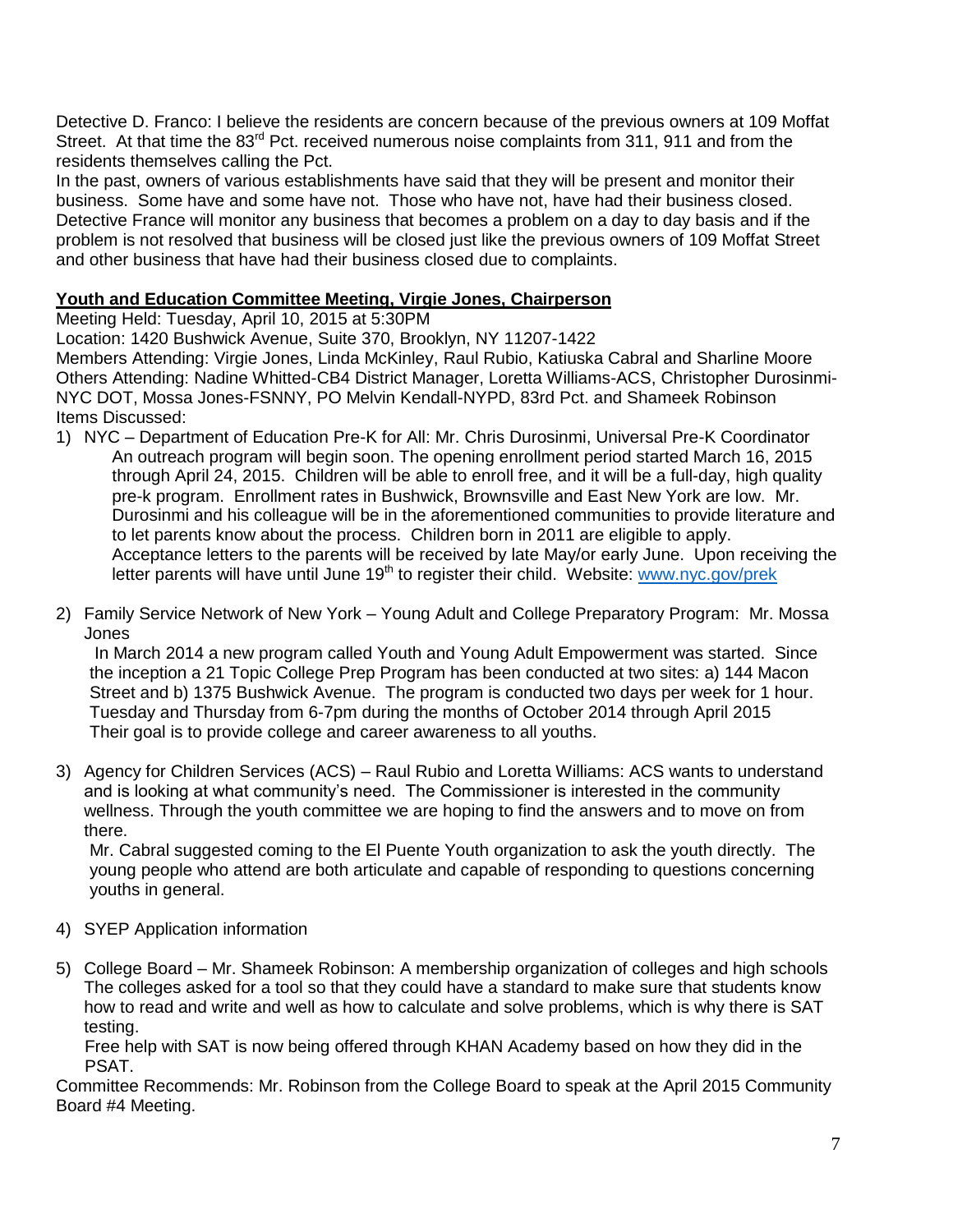Detective D. Franco: I believe the residents are concern because of the previous owners at 109 Moffat Street. At that time the 83rd Pct. received numerous noise complaints from 311, 911 and from the residents themselves calling the Pct.

In the past, owners of various establishments have said that they will be present and monitor their business. Some have and some have not. Those who have not, have had their business closed. Detective France will monitor any business that becomes a problem on a day to day basis and if the problem is not resolved that business will be closed just like the previous owners of 109 Moffat Street and other business that have had their business closed due to complaints.

**Youth and Education Committee Meeting, Virgie Jones, Chairperson**

Meeting Held: Tuesday, April 10, 2015 at 5:30PM
Location: 1420 Bushwick Avenue, Suite 370, Brooklyn, NY 11207-1422
Members Attending: Virgie Jones, Linda McKinley, Raul Rubio, Katiuska Cabral and Sharline Moore
Others Attending: Nadine Whitted-CB4 District Manager, Loretta Williams-ACS, Christopher Durosinmi-NYC DOT, Mossa Jones-FSNNY, PO Melvin Kendall-NYPD, 83rd Pct. and Shameek Robinson
Items Discussed:

1) NYC – Department of Education Pre-K for All: Mr. Chris Durosinmi, Universal Pre-K Coordinator
   An outreach program will begin soon. The opening enrollment period started March 16, 2015 through April 24, 2015. Children will be able to enroll free, and it will be a full-day, high quality pre-k program. Enrollment rates in Bushwick, Brownsville and East New York are low. Mr. Durosinmi and his colleague will be in the aforementioned communities to provide literature and to let parents know about the process. Children born in 2011 are eligible to apply.
   Acceptance letters to the parents will be received by late May/or early June. Upon receiving the letter parents will have until June 19th to register their child. Website: www.nyc.gov/prek

2) Family Service Network of New York – Young Adult and College Preparatory Program: Mr. Mossa Jones
   In March 2014 a new program called Youth and Young Adult Empowerment was started. Since the inception a 21 Topic College Prep Program has been conducted at two sites: a) 144 Macon Street and b) 1375 Bushwick Avenue. The program is conducted two days per week for 1 hour. Tuesday and Thursday from 6-7pm during the months of October 2014 through April 2015
   Their goal is to provide college and career awareness to all youths.

3) Agency for Children Services (ACS) – Raul Rubio and Loretta Williams: ACS wants to understand and is looking at what community's need. The Commissioner is interested in the community wellness. Through the youth committee we are hoping to find the answers and to move on from there.
   Mr. Cabral suggested coming to the El Puente Youth organization to ask the youth directly. The young people who attend are both articulate and capable of responding to questions concerning youths in general.

4) SYEP Application information

5) College Board – Mr. Shameek Robinson: A membership organization of colleges and high schools The colleges asked for a tool so that they could have a standard to make sure that students know how to read and write and well as how to calculate and solve problems, which is why there is SAT testing.
   Free help with SAT is now being offered through KHAN Academy based on how they did in the PSAT.

Committee Recommends: Mr. Robinson from the College Board to speak at the April 2015 Community Board #4 Meeting.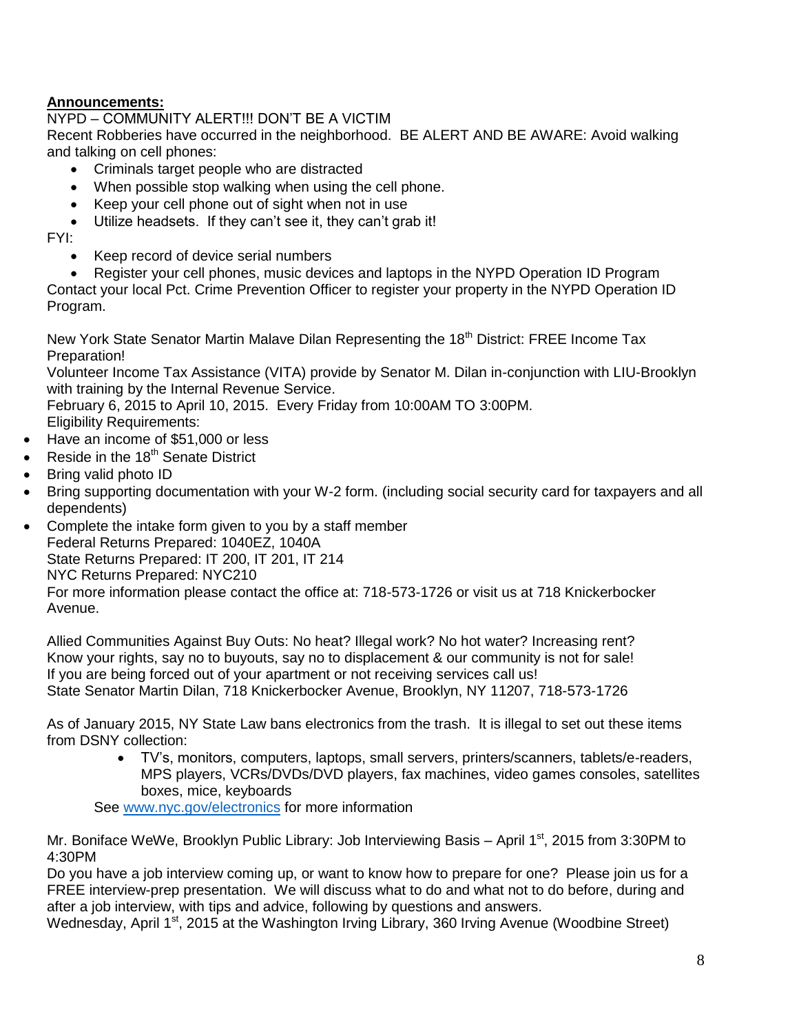**Announcements:**

NYPD – COMMUNITY ALERT!!! DON'T BE A VICTIM

Recent Robberies have occurred in the neighborhood. BE ALERT AND BE AWARE: Avoid walking and talking on cell phones:

- Criminals target people who are distracted
- When possible stop walking when using the cell phone.
- Keep your cell phone out of sight when not in use
- Utilize headsets. If they can't see it, they can't grab it!

FYI:

- Keep record of device serial numbers
- Register your cell phones, music devices and laptops in the NYPD Operation ID Program

Contact your local Pct. Crime Prevention Officer to register your property in the NYPD Operation ID Program.

New York State Senator Martin Malave Dilan Representing the 18th District: FREE Income Tax Preparation!

Volunteer Income Tax Assistance (VITA) provide by Senator M. Dilan in-conjunction with LIU-Brooklyn with training by the Internal Revenue Service.

February 6, 2015 to April 10, 2015. Every Friday from 10:00AM TO 3:00PM.

Eligibility Requirements:

- Have an income of $51,000 or less
- Reside in the 18th Senate District
- Bring valid photo ID
- Bring supporting documentation with your W-2 form. (including social security card for taxpayers and all dependents)
- Complete the intake form given to you by a staff member

Federal Returns Prepared: 1040EZ, 1040A

State Returns Prepared: IT 200, IT 201, IT 214

NYC Returns Prepared: NYC210

For more information please contact the office at: 718-573-1726 or visit us at 718 Knickerbocker Avenue.

Allied Communities Against Buy Outs: No heat? Illegal work? No hot water? Increasing rent? Know your rights, say no to buyouts, say no to displacement & our community is not for sale! If you are being forced out of your apartment or not receiving services call us!

State Senator Martin Dilan, 718 Knickerbocker Avenue, Brooklyn, NY 11207, 718-573-1726

As of January 2015, NY State Law bans electronics from the trash. It is illegal to set out these items from DSNY collection:

- TV's, monitors, computers, laptops, small servers, printers/scanners, tablets/e-readers, MPS players, VCRs/DVDs/DVD players, fax machines, video games consoles, satellites boxes, mice, keyboards

See www.nyc.gov/electronics for more information

Mr. Boniface WeWe, Brooklyn Public Library: Job Interviewing Basis – April 1st, 2015 from 3:30PM to 4:30PM

Do you have a job interview coming up, or want to know how to prepare for one? Please join us for a FREE interview-prep presentation. We will discuss what to do and what not to do before, during and after a job interview, with tips and advice, following by questions and answers.

Wednesday, April 1st, 2015 at the Washington Irving Library, 360 Irving Avenue (Woodbine Street)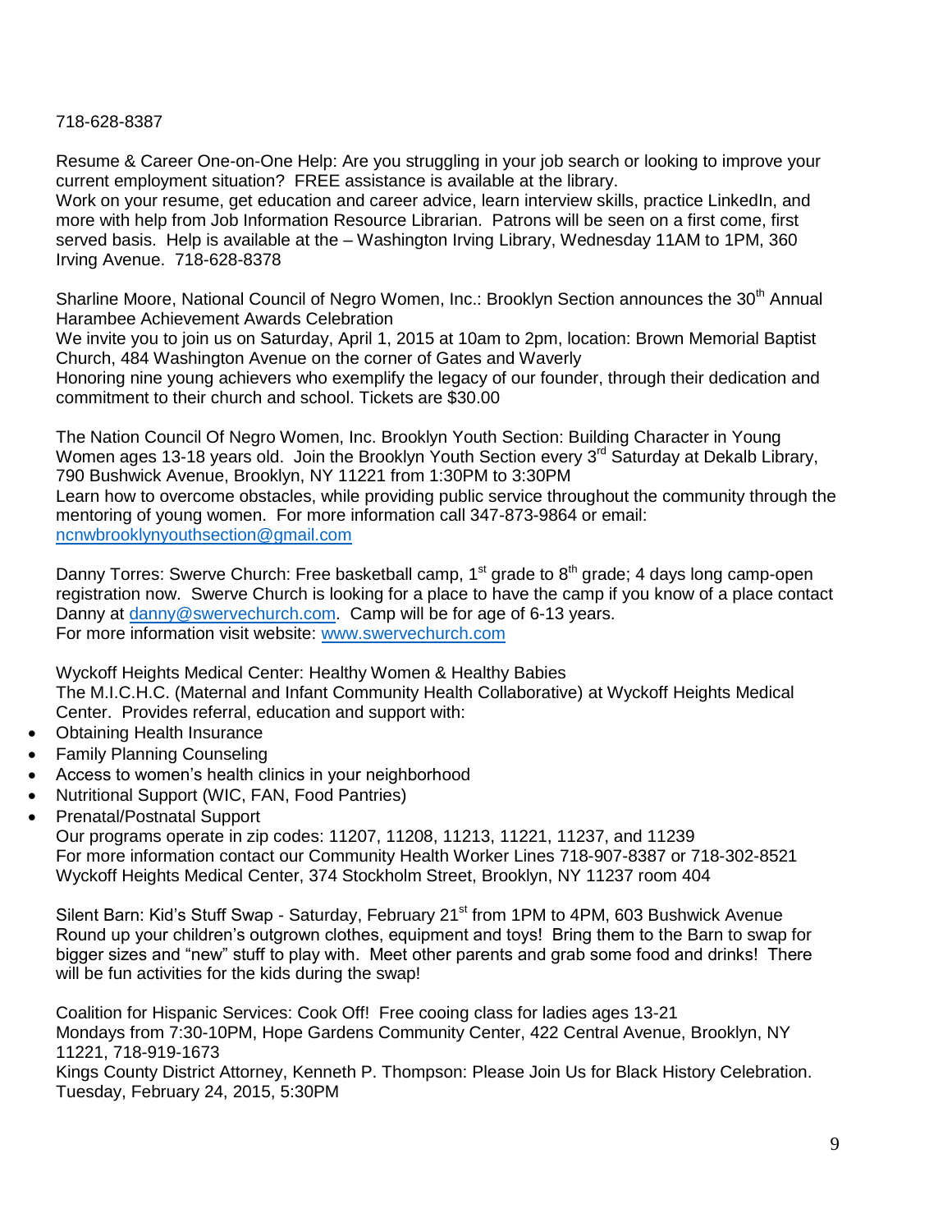718-628-8387

Resume & Career One-on-One Help: Are you struggling in your job search or looking to improve your current employment situation? FREE assistance is available at the library.
Work on your resume, get education and career advice, learn interview skills, practice LinkedIn, and more with help from Job Information Resource Librarian. Patrons will be seen on a first come, first served basis. Help is available at the – Washington Irving Library, Wednesday 11AM to 1PM, 360 Irving Avenue. 718-628-8378

Sharline Moore, National Council of Negro Women, Inc.: Brooklyn Section announces the 30th Annual Harambee Achievement Awards Celebration
We invite you to join us on Saturday, April 1, 2015 at 10am to 2pm, location: Brown Memorial Baptist Church, 484 Washington Avenue on the corner of Gates and Waverly
Honoring nine young achievers who exemplify the legacy of our founder, through their dedication and commitment to their church and school. Tickets are $30.00

The Nation Council Of Negro Women, Inc. Brooklyn Youth Section: Building Character in Young Women ages 13-18 years old. Join the Brooklyn Youth Section every 3rd Saturday at Dekalb Library, 790 Bushwick Avenue, Brooklyn, NY 11221 from 1:30PM to 3:30PM
Learn how to overcome obstacles, while providing public service throughout the community through the mentoring of young women. For more information call 347-873-9864 or email: ncnwbrooklynyouthsection@gmail.com

Danny Torres: Swerve Church: Free basketball camp, 1st grade to 8th grade; 4 days long camp-open registration now. Swerve Church is looking for a place to have the camp if you know of a place contact Danny at danny@swervechurch.com. Camp will be for age of 6-13 years.
For more information visit website: www.swervechurch.com

Wyckoff Heights Medical Center: Healthy Women & Healthy Babies
The M.I.C.H.C. (Maternal and Infant Community Health Collaborative) at Wyckoff Heights Medical Center. Provides referral, education and support with:

- Obtaining Health Insurance
- Family Planning Counseling
- Access to women's health clinics in your neighborhood
- Nutritional Support (WIC, FAN, Food Pantries)
- Prenatal/Postnatal Support

Our programs operate in zip codes: 11207, 11208, 11213, 11221, 11237, and 11239
For more information contact our Community Health Worker Lines 718-907-8387 or 718-302-8521
Wyckoff Heights Medical Center, 374 Stockholm Street, Brooklyn, NY 11237 room 404

Silent Barn: Kid's Stuff Swap - Saturday, February 21st from 1PM to 4PM, 603 Bushwick Avenue
Round up your children's outgrown clothes, equipment and toys! Bring them to the Barn to swap for bigger sizes and "new" stuff to play with. Meet other parents and grab some food and drinks! There will be fun activities for the kids during the swap!

Coalition for Hispanic Services: Cook Off! Free cooing class for ladies ages 13-21
Mondays from 7:30-10PM, Hope Gardens Community Center, 422 Central Avenue, Brooklyn, NY 11221, 718-919-1673
Kings County District Attorney, Kenneth P. Thompson: Please Join Us for Black History Celebration. Tuesday, February 24, 2015, 5:30PM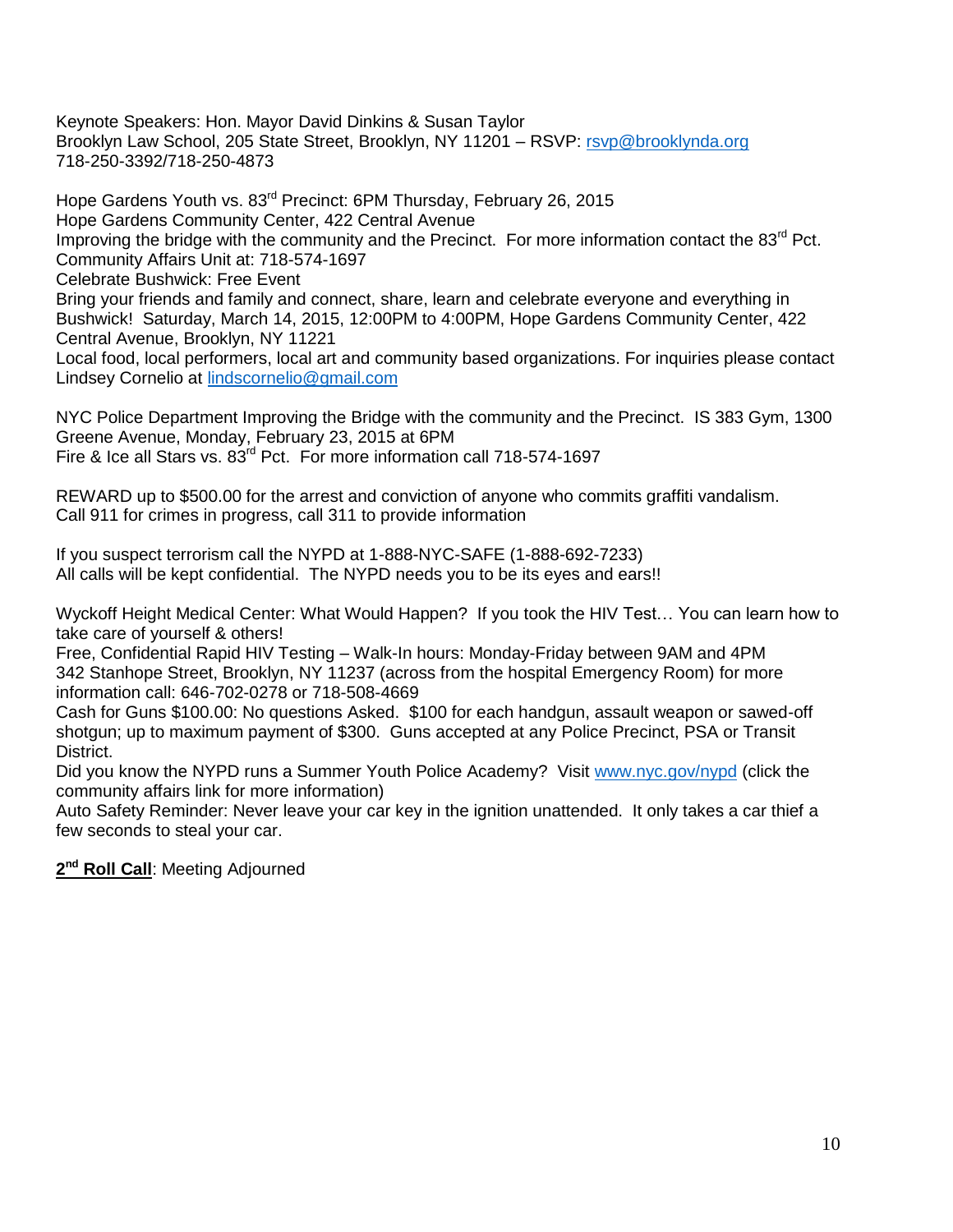Keynote Speakers: Hon. Mayor David Dinkins & Susan Taylor
Brooklyn Law School, 205 State Street, Brooklyn, NY 11201 – RSVP: rsvp@brooklynda.org
718-250-3392/718-250-4873

Hope Gardens Youth vs. 83rd Precinct: 6PM Thursday, February 26, 2015
Hope Gardens Community Center, 422 Central Avenue
Improving the bridge with the community and the Precinct. For more information contact the 83rd Pct. Community Affairs Unit at: 718-574-1697
Celebrate Bushwick: Free Event
Bring your friends and family and connect, share, learn and celebrate everyone and everything in Bushwick! Saturday, March 14, 2015, 12:00PM to 4:00PM, Hope Gardens Community Center, 422 Central Avenue, Brooklyn, NY 11221
Local food, local performers, local art and community based organizations. For inquiries please contact Lindsey Cornelio at lindscornelio@gmail.com

NYC Police Department Improving the Bridge with the community and the Precinct. IS 383 Gym, 1300 Greene Avenue, Monday, February 23, 2015 at 6PM
Fire & Ice all Stars vs. 83rd Pct. For more information call 718-574-1697

REWARD up to $500.00 for the arrest and conviction of anyone who commits graffiti vandalism.
Call 911 for crimes in progress, call 311 to provide information

If you suspect terrorism call the NYPD at 1-888-NYC-SAFE (1-888-692-7233)
All calls will be kept confidential. The NYPD needs you to be its eyes and ears!!

Wyckoff Height Medical Center: What Would Happen? If you took the HIV Test… You can learn how to take care of yourself & others!
Free, Confidential Rapid HIV Testing – Walk-In hours: Monday-Friday between 9AM and 4PM
342 Stanhope Street, Brooklyn, NY 11237 (across from the hospital Emergency Room) for more information call: 646-702-0278 or 718-508-4669
Cash for Guns $100.00: No questions Asked. $100 for each handgun, assault weapon or sawed-off shotgun; up to maximum payment of $300. Guns accepted at any Police Precinct, PSA or Transit District.
Did you know the NYPD runs a Summer Youth Police Academy? Visit www.nyc.gov/nypd (click the community affairs link for more information)
Auto Safety Reminder: Never leave your car key in the ignition unattended. It only takes a car thief a few seconds to steal your car.

**2nd Roll Call**: Meeting Adjourned